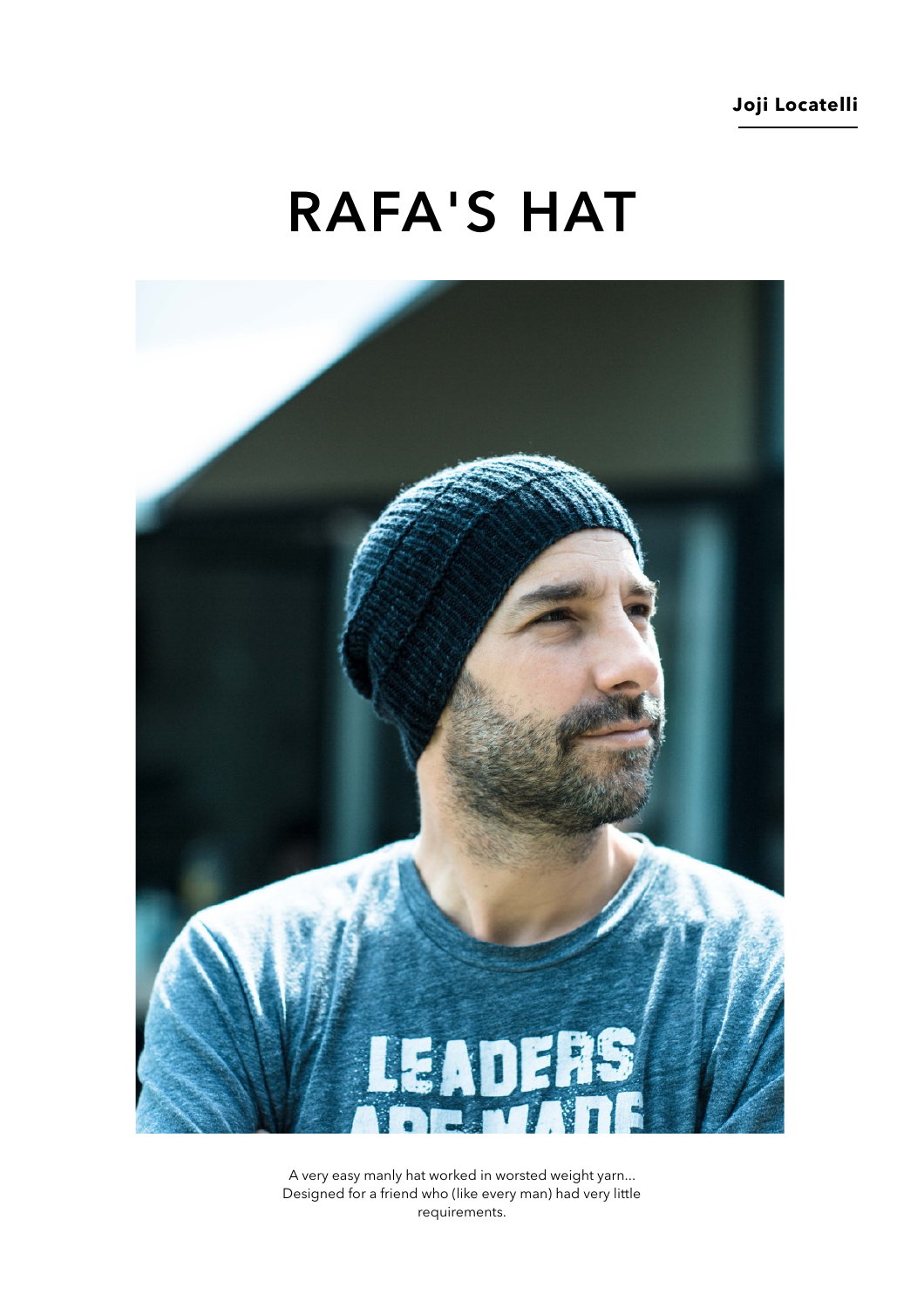**Joji Locatelli**

# RAFA'S HAT

A very easy manly hat worked in worsted weight yarn… Designed for a friend who (like every man) had very little requirements.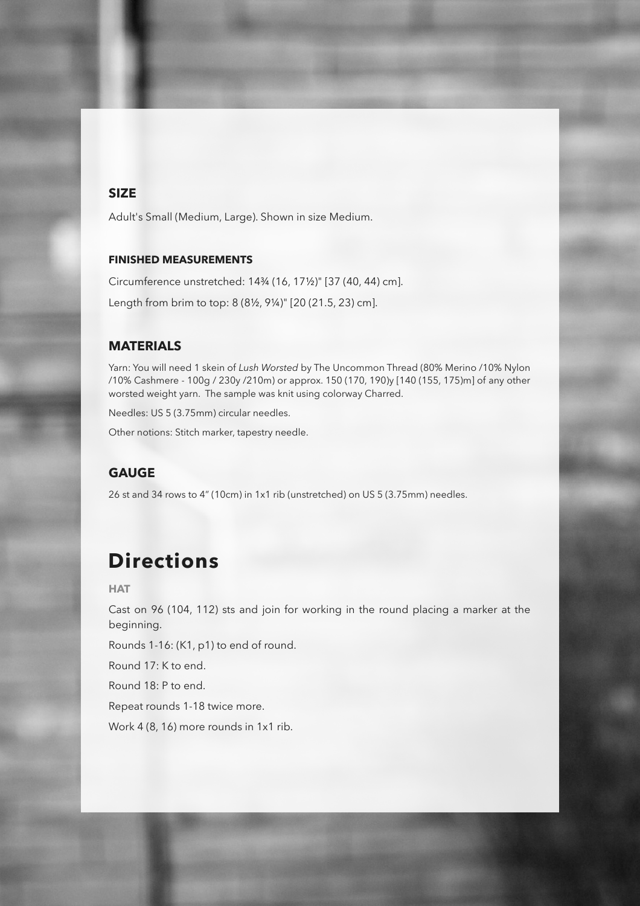### SIZE

Adult's Small (Medium, Large). Shown in size Medium.

#### FINISHED MEASUREMENTS

Circumference unstretched: 14¾ (16, 17½)" [37 (40, 44) cm].

Length from brim to top: 8 (8½, 9¼)" [20 (21.5, 23) cm].

### MATERIALS

Yarn: You will need 1 skein of *Lush Worsted* by The Uncommon Thread (80% Merino /10% Nylon /10% Cashmere - 100g / 230y /210m) or approx. 150 (170, 190)y [140 (155, 175)m] of any other worsted weight yarn. The sample was knit using colorway Charred.

Needles: US 5 (3.75mm) circular needles.

Other notions: Stitch marker, tapestry needle.

### GAUGE

26 st and 34 rows to 4" (10cm) in 1x1 rib (unstretched) on US 5 (3.75mm) needles.

## Directions

#### HAT

Cast on 96 (104, 112) sts and join for working in the round placing a marker at the beginning.

Rounds 1-16: (K1, p1) to end of round.

Round 17: K to end.

Round 18: P to end.

Repeat rounds 1-18 twice more.

Work 4 (8, 16) more rounds in 1x1 rib.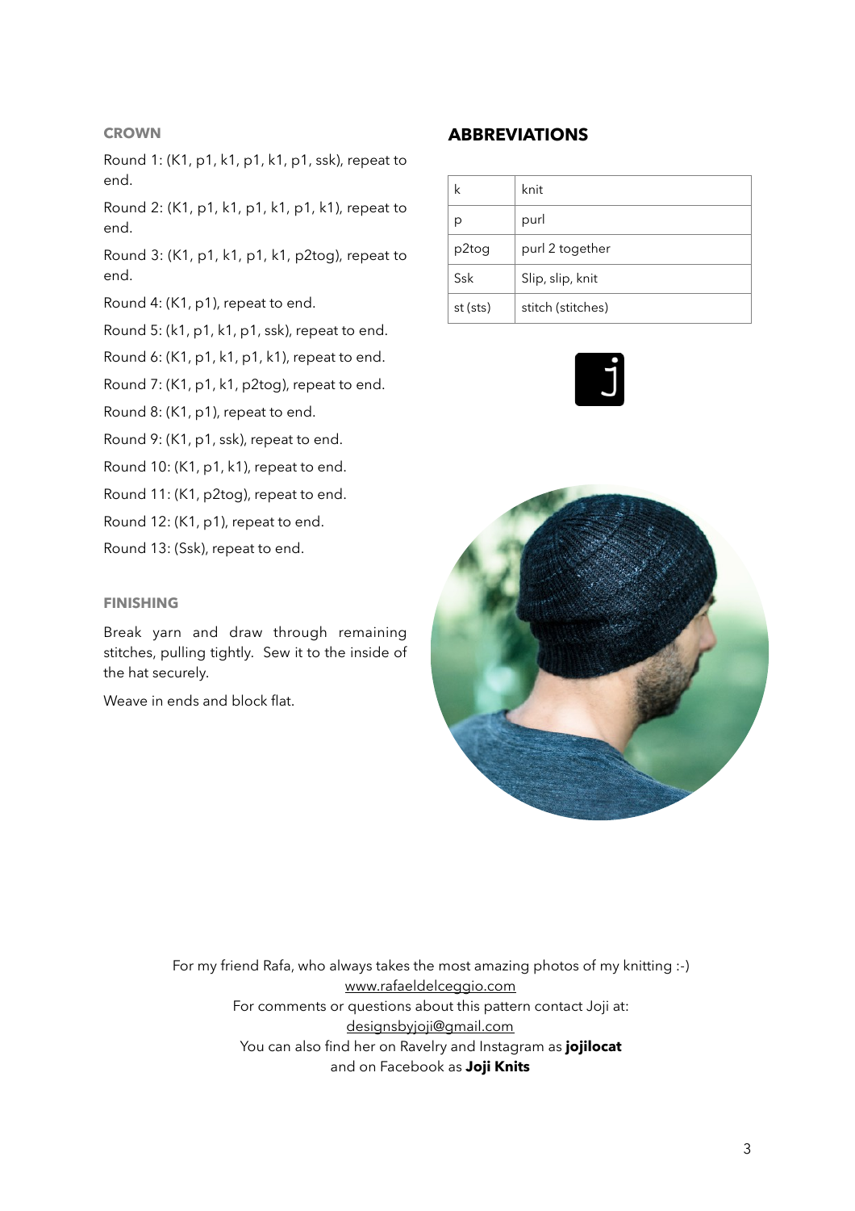## CROWN

Round 1: (K1, p1, k1, p1, k1, p1, ssk), repeat to end.

Round 2: (K1, p1, k1, p1, k1, p1, k1), repeat to end.

Round 3: (K1, p1, k1, p1, k1, p2tog), repeat to end.

Round 4: (K1, p1), repeat to end.

Round 5: (k1, p1, k1, p1, ssk), repeat to end.

Round 6: (K1, p1, k1, p1, k1), repeat to end.

Round 7: (K1, p1, k1, p2tog), repeat to end.

Round 8: (K1, p1), repeat to end.

Round 9: (K1, p1, ssk), repeat to end.

Round 10: (K1, p1, k1), repeat to end.

Round 11: (K1, p2tog), repeat to end.

Round 12: (K1, p1), repeat to end.

Round 13: (Ssk), repeat to end.

## FINISHING

Break yarn and draw through remaining stitches, pulling tightly. Sew it to the inside of the hat securely.

Weave in ends and block flat.

## ABBREVIATIONS

| | |
|---|---|
| k | knit |
| p | purl |
| p2tog | purl 2 together |
| Ssk | Slip, slip, knit |
| st (sts) | stitch (stitches) |

For my friend Rafa, who always takes the most amazing photos of my knitting :-)
www.rafaeldelceggio.com
For comments or questions about this pattern contact Joji at:
designsbyjoji@gmail.com
You can also find her on Ravelry and Instagram as **jojilocat**
and on Facebook as **Joji Knits**